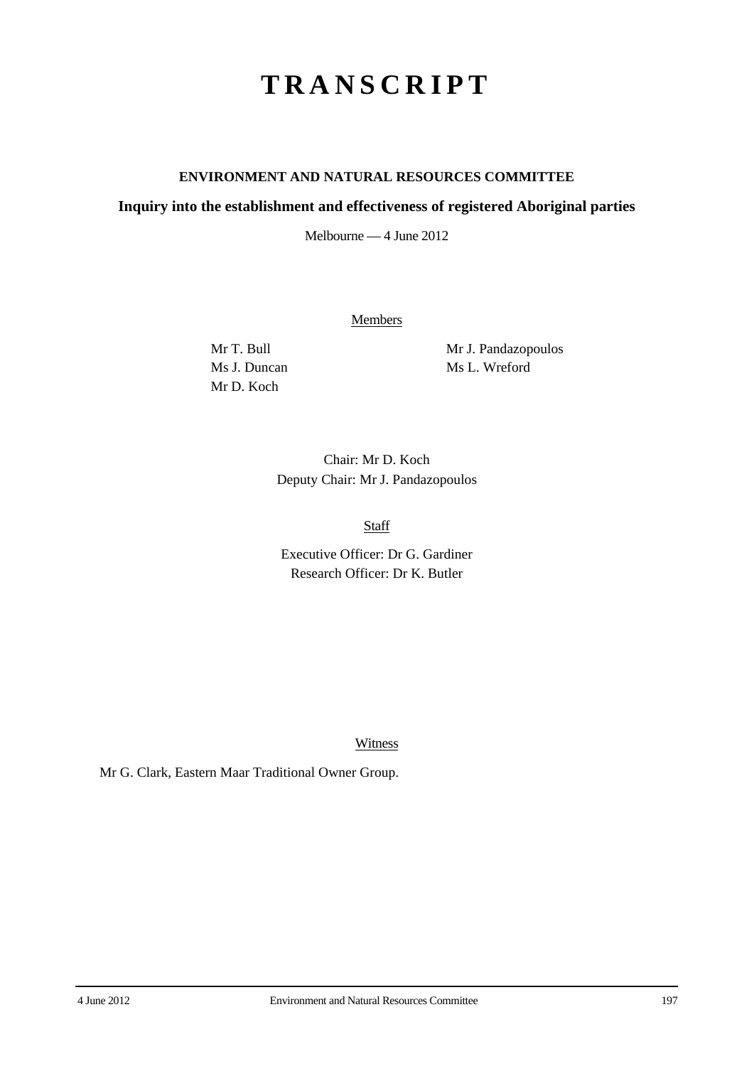# TRANSCRIPT

**ENVIRONMENT AND NATURAL RESOURCES COMMITTEE**

**Inquiry into the establishment and effectiveness of registered Aboriginal parties**

Melbourne — 4 June 2012

Members

Mr T. Bull
Ms J. Duncan
Mr D. Koch
Mr J. Pandazopoulos
Ms L. Wreford

Chair: Mr D. Koch
Deputy Chair: Mr J. Pandazopoulos

Staff

Executive Officer: Dr G. Gardiner
Research Officer: Dr K. Butler

Witness

Mr G. Clark, Eastern Maar Traditional Owner Group.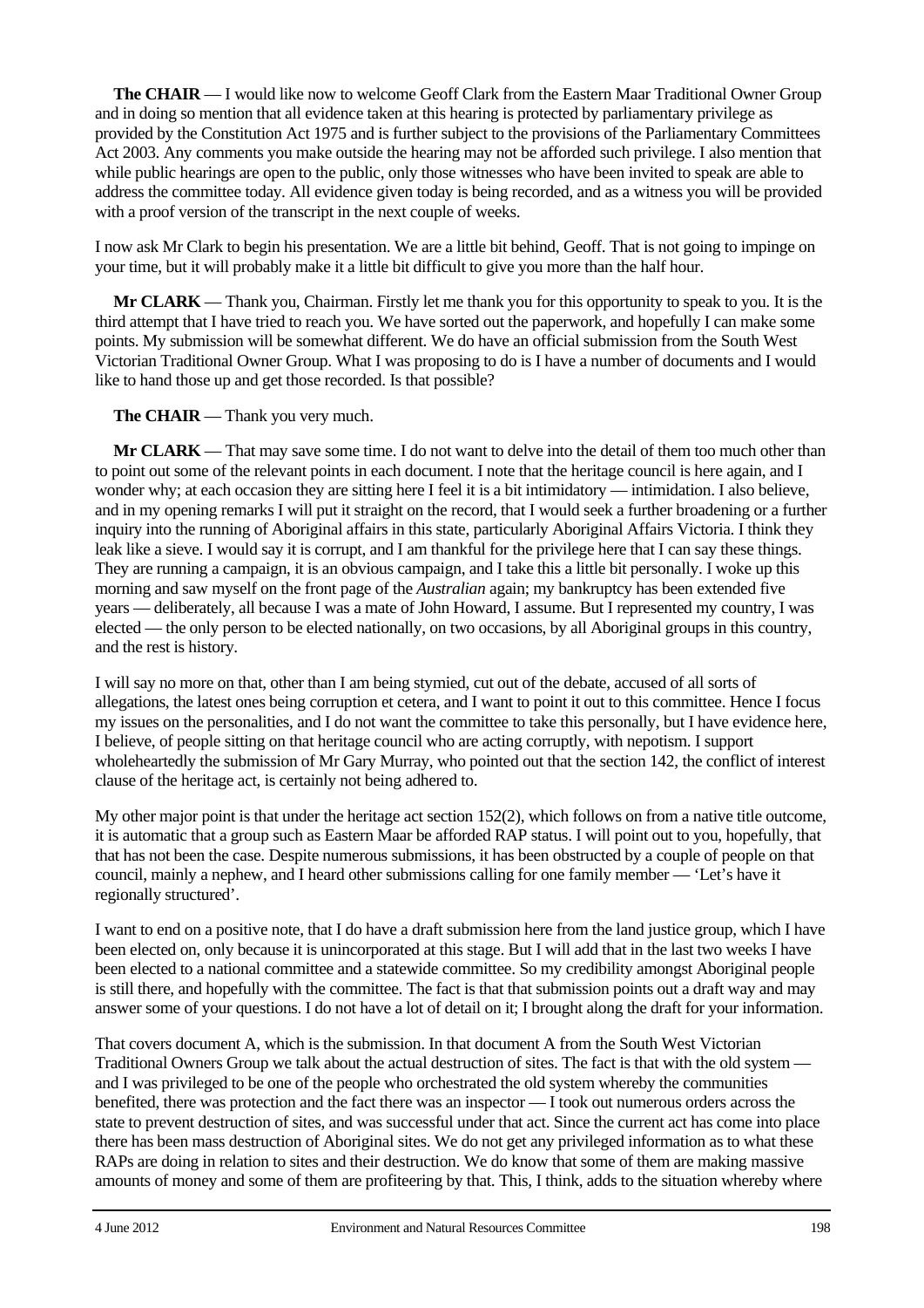**The CHAIR** — I would like now to welcome Geoff Clark from the Eastern Maar Traditional Owner Group and in doing so mention that all evidence taken at this hearing is protected by parliamentary privilege as provided by the Constitution Act 1975 and is further subject to the provisions of the Parliamentary Committees Act 2003. Any comments you make outside the hearing may not be afforded such privilege. I also mention that while public hearings are open to the public, only those witnesses who have been invited to speak are able to address the committee today. All evidence given today is being recorded, and as a witness you will be provided with a proof version of the transcript in the next couple of weeks.

I now ask Mr Clark to begin his presentation. We are a little bit behind, Geoff. That is not going to impinge on your time, but it will probably make it a little bit difficult to give you more than the half hour.

**Mr CLARK** — Thank you, Chairman. Firstly let me thank you for this opportunity to speak to you. It is the third attempt that I have tried to reach you. We have sorted out the paperwork, and hopefully I can make some points. My submission will be somewhat different. We do have an official submission from the South West Victorian Traditional Owner Group. What I was proposing to do is I have a number of documents and I would like to hand those up and get those recorded. Is that possible?

**The CHAIR** — Thank you very much.

**Mr CLARK** — That may save some time. I do not want to delve into the detail of them too much other than to point out some of the relevant points in each document. I note that the heritage council is here again, and I wonder why; at each occasion they are sitting here I feel it is a bit intimidatory — intimidation. I also believe, and in my opening remarks I will put it straight on the record, that I would seek a further broadening or a further inquiry into the running of Aboriginal affairs in this state, particularly Aboriginal Affairs Victoria. I think they leak like a sieve. I would say it is corrupt, and I am thankful for the privilege here that I can say these things. They are running a campaign, it is an obvious campaign, and I take this a little bit personally. I woke up this morning and saw myself on the front page of the *Australian* again; my bankruptcy has been extended five years — deliberately, all because I was a mate of John Howard, I assume. But I represented my country, I was elected — the only person to be elected nationally, on two occasions, by all Aboriginal groups in this country, and the rest is history.

I will say no more on that, other than I am being stymied, cut out of the debate, accused of all sorts of allegations, the latest ones being corruption et cetera, and I want to point it out to this committee. Hence I focus my issues on the personalities, and I do not want the committee to take this personally, but I have evidence here, I believe, of people sitting on that heritage council who are acting corruptly, with nepotism. I support wholeheartedly the submission of Mr Gary Murray, who pointed out that the section 142, the conflict of interest clause of the heritage act, is certainly not being adhered to.

My other major point is that under the heritage act section 152(2), which follows on from a native title outcome, it is automatic that a group such as Eastern Maar be afforded RAP status. I will point out to you, hopefully, that that has not been the case. Despite numerous submissions, it has been obstructed by a couple of people on that council, mainly a nephew, and I heard other submissions calling for one family member — 'Let's have it regionally structured'.

I want to end on a positive note, that I do have a draft submission here from the land justice group, which I have been elected on, only because it is unincorporated at this stage. But I will add that in the last two weeks I have been elected to a national committee and a statewide committee. So my credibility amongst Aboriginal people is still there, and hopefully with the committee. The fact is that that submission points out a draft way and may answer some of your questions. I do not have a lot of detail on it; I brought along the draft for your information.

That covers document A, which is the submission. In that document A from the South West Victorian Traditional Owners Group we talk about the actual destruction of sites. The fact is that with the old system — and I was privileged to be one of the people who orchestrated the old system whereby the communities benefited, there was protection and the fact there was an inspector — I took out numerous orders across the state to prevent destruction of sites, and was successful under that act. Since the current act has come into place there has been mass destruction of Aboriginal sites. We do not get any privileged information as to what these RAPs are doing in relation to sites and their destruction. We do know that some of them are making massive amounts of money and some of them are profiteering by that. This, I think, adds to the situation whereby where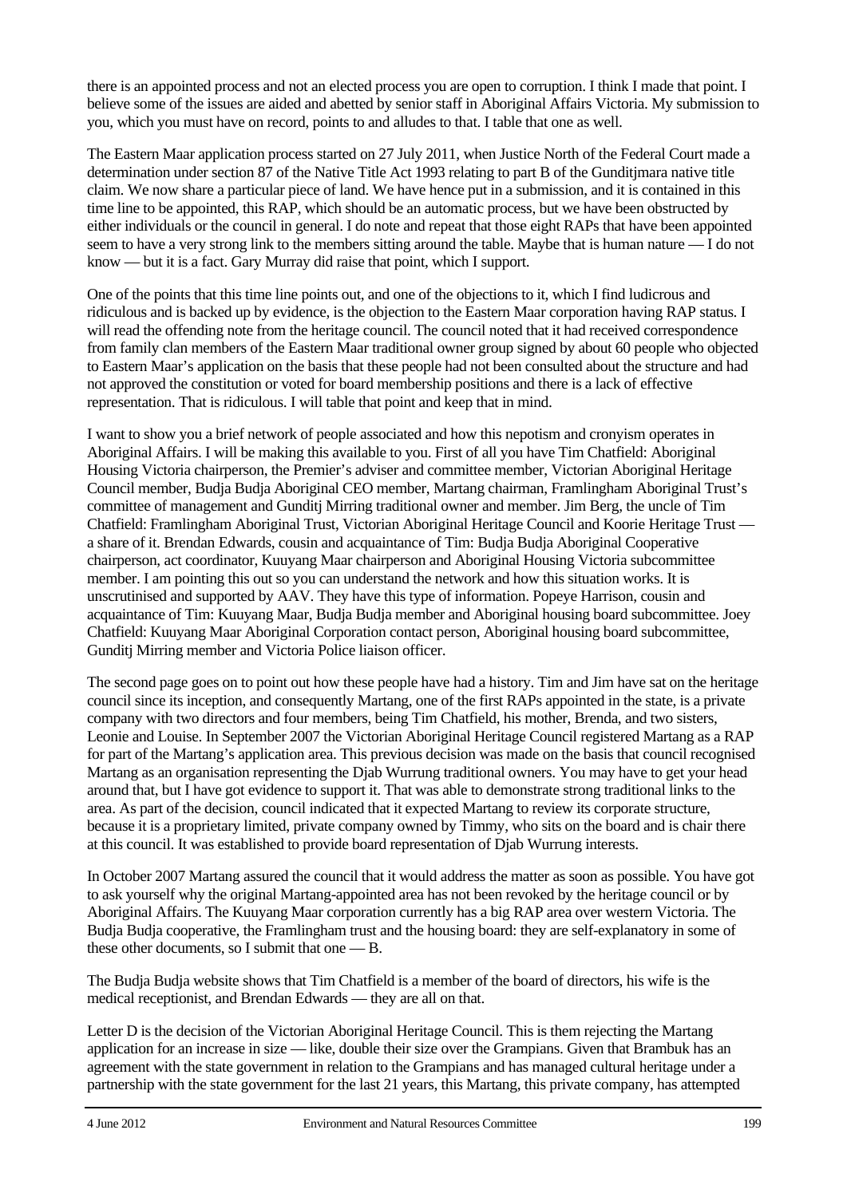there is an appointed process and not an elected process you are open to corruption. I think I made that point. I believe some of the issues are aided and abetted by senior staff in Aboriginal Affairs Victoria. My submission to you, which you must have on record, points to and alludes to that. I table that one as well.

The Eastern Maar application process started on 27 July 2011, when Justice North of the Federal Court made a determination under section 87 of the Native Title Act 1993 relating to part B of the Gunditjmara native title claim. We now share a particular piece of land. We have hence put in a submission, and it is contained in this time line to be appointed, this RAP, which should be an automatic process, but we have been obstructed by either individuals or the council in general. I do note and repeat that those eight RAPs that have been appointed seem to have a very strong link to the members sitting around the table. Maybe that is human nature — I do not know — but it is a fact. Gary Murray did raise that point, which I support.

One of the points that this time line points out, and one of the objections to it, which I find ludicrous and ridiculous and is backed up by evidence, is the objection to the Eastern Maar corporation having RAP status. I will read the offending note from the heritage council. The council noted that it had received correspondence from family clan members of the Eastern Maar traditional owner group signed by about 60 people who objected to Eastern Maar's application on the basis that these people had not been consulted about the structure and had not approved the constitution or voted for board membership positions and there is a lack of effective representation. That is ridiculous. I will table that point and keep that in mind.

I want to show you a brief network of people associated and how this nepotism and cronyism operates in Aboriginal Affairs. I will be making this available to you. First of all you have Tim Chatfield: Aboriginal Housing Victoria chairperson, the Premier's adviser and committee member, Victorian Aboriginal Heritage Council member, Budja Budja Aboriginal CEO member, Martang chairman, Framlingham Aboriginal Trust's committee of management and Gunditj Mirring traditional owner and member. Jim Berg, the uncle of Tim Chatfield: Framlingham Aboriginal Trust, Victorian Aboriginal Heritage Council and Koorie Heritage Trust — a share of it. Brendan Edwards, cousin and acquaintance of Tim: Budja Budja Aboriginal Cooperative chairperson, act coordinator, Kuuyang Maar chairperson and Aboriginal Housing Victoria subcommittee member. I am pointing this out so you can understand the network and how this situation works. It is unscrutinised and supported by AAV. They have this type of information. Popeye Harrison, cousin and acquaintance of Tim: Kuuyang Maar, Budja Budja member and Aboriginal housing board subcommittee. Joey Chatfield: Kuuyang Maar Aboriginal Corporation contact person, Aboriginal housing board subcommittee, Gunditj Mirring member and Victoria Police liaison officer.

The second page goes on to point out how these people have had a history. Tim and Jim have sat on the heritage council since its inception, and consequently Martang, one of the first RAPs appointed in the state, is a private company with two directors and four members, being Tim Chatfield, his mother, Brenda, and two sisters, Leonie and Louise. In September 2007 the Victorian Aboriginal Heritage Council registered Martang as a RAP for part of the Martang's application area. This previous decision was made on the basis that council recognised Martang as an organisation representing the Djab Wurrung traditional owners. You may have to get your head around that, but I have got evidence to support it. That was able to demonstrate strong traditional links to the area. As part of the decision, council indicated that it expected Martang to review its corporate structure, because it is a proprietary limited, private company owned by Timmy, who sits on the board and is chair there at this council. It was established to provide board representation of Djab Wurrung interests.

In October 2007 Martang assured the council that it would address the matter as soon as possible. You have got to ask yourself why the original Martang-appointed area has not been revoked by the heritage council or by Aboriginal Affairs. The Kuuyang Maar corporation currently has a big RAP area over western Victoria. The Budja Budja cooperative, the Framlingham trust and the housing board: they are self-explanatory in some of these other documents, so I submit that one — B.

The Budja Budja website shows that Tim Chatfield is a member of the board of directors, his wife is the medical receptionist, and Brendan Edwards — they are all on that.

Letter D is the decision of the Victorian Aboriginal Heritage Council. This is them rejecting the Martang application for an increase in size — like, double their size over the Grampians. Given that Brambuk has an agreement with the state government in relation to the Grampians and has managed cultural heritage under a partnership with the state government for the last 21 years, this Martang, this private company, has attempted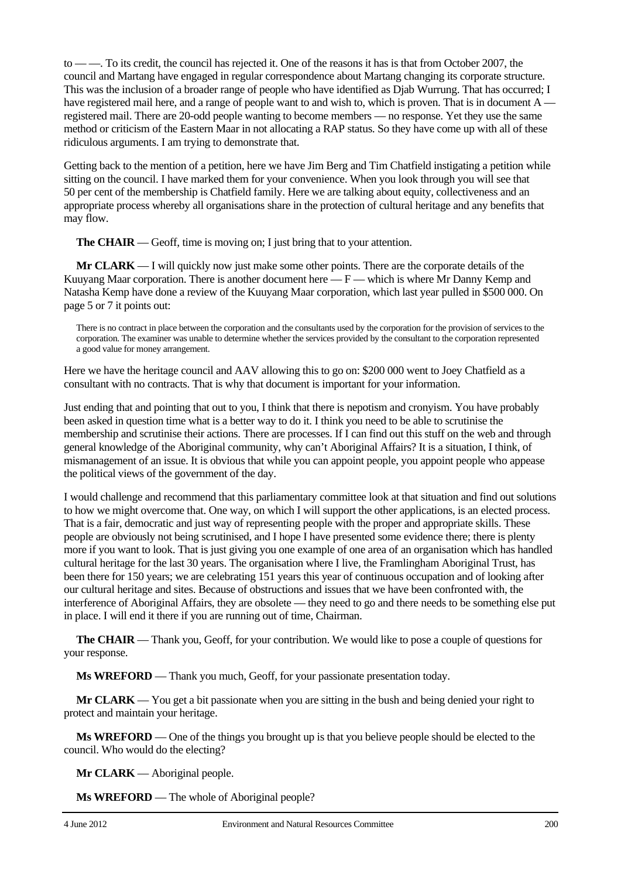to — —. To its credit, the council has rejected it. One of the reasons it has is that from October 2007, the council and Martang have engaged in regular correspondence about Martang changing its corporate structure. This was the inclusion of a broader range of people who have identified as Djab Wurrung. That has occurred; I have registered mail here, and a range of people want to and wish to, which is proven. That is in document A — registered mail. There are 20-odd people wanting to become members — no response. Yet they use the same method or criticism of the Eastern Maar in not allocating a RAP status. So they have come up with all of these ridiculous arguments. I am trying to demonstrate that.

Getting back to the mention of a petition, here we have Jim Berg and Tim Chatfield instigating a petition while sitting on the council. I have marked them for your convenience. When you look through you will see that 50 per cent of the membership is Chatfield family. Here we are talking about equity, collectiveness and an appropriate process whereby all organisations share in the protection of cultural heritage and any benefits that may flow.

**The CHAIR** — Geoff, time is moving on; I just bring that to your attention.

**Mr CLARK** — I will quickly now just make some other points. There are the corporate details of the Kuuyang Maar corporation. There is another document here — F — which is where Mr Danny Kemp and Natasha Kemp have done a review of the Kuuyang Maar corporation, which last year pulled in $500 000. On page 5 or 7 it points out:

> There is no contract in place between the corporation and the consultants used by the corporation for the provision of services to the corporation. The examiner was unable to determine whether the services provided by the consultant to the corporation represented a good value for money arrangement.

Here we have the heritage council and AAV allowing this to go on: $200 000 went to Joey Chatfield as a consultant with no contracts. That is why that document is important for your information.

Just ending that and pointing that out to you, I think that there is nepotism and cronyism. You have probably been asked in question time what is a better way to do it. I think you need to be able to scrutinise the membership and scrutinise their actions. There are processes. If I can find out this stuff on the web and through general knowledge of the Aboriginal community, why can't Aboriginal Affairs? It is a situation, I think, of mismanagement of an issue. It is obvious that while you can appoint people, you appoint people who appease the political views of the government of the day.

I would challenge and recommend that this parliamentary committee look at that situation and find out solutions to how we might overcome that. One way, on which I will support the other applications, is an elected process. That is a fair, democratic and just way of representing people with the proper and appropriate skills. These people are obviously not being scrutinised, and I hope I have presented some evidence there; there is plenty more if you want to look. That is just giving you one example of one area of an organisation which has handled cultural heritage for the last 30 years. The organisation where I live, the Framlingham Aboriginal Trust, has been there for 150 years; we are celebrating 151 years this year of continuous occupation and of looking after our cultural heritage and sites. Because of obstructions and issues that we have been confronted with, the interference of Aboriginal Affairs, they are obsolete — they need to go and there needs to be something else put in place. I will end it there if you are running out of time, Chairman.

**The CHAIR** — Thank you, Geoff, for your contribution. We would like to pose a couple of questions for your response.

**Ms WREFORD** — Thank you much, Geoff, for your passionate presentation today.

**Mr CLARK** — You get a bit passionate when you are sitting in the bush and being denied your right to protect and maintain your heritage.

**Ms WREFORD** — One of the things you brought up is that you believe people should be elected to the council. Who would do the electing?

**Mr CLARK** — Aboriginal people.

**Ms WREFORD** — The whole of Aboriginal people?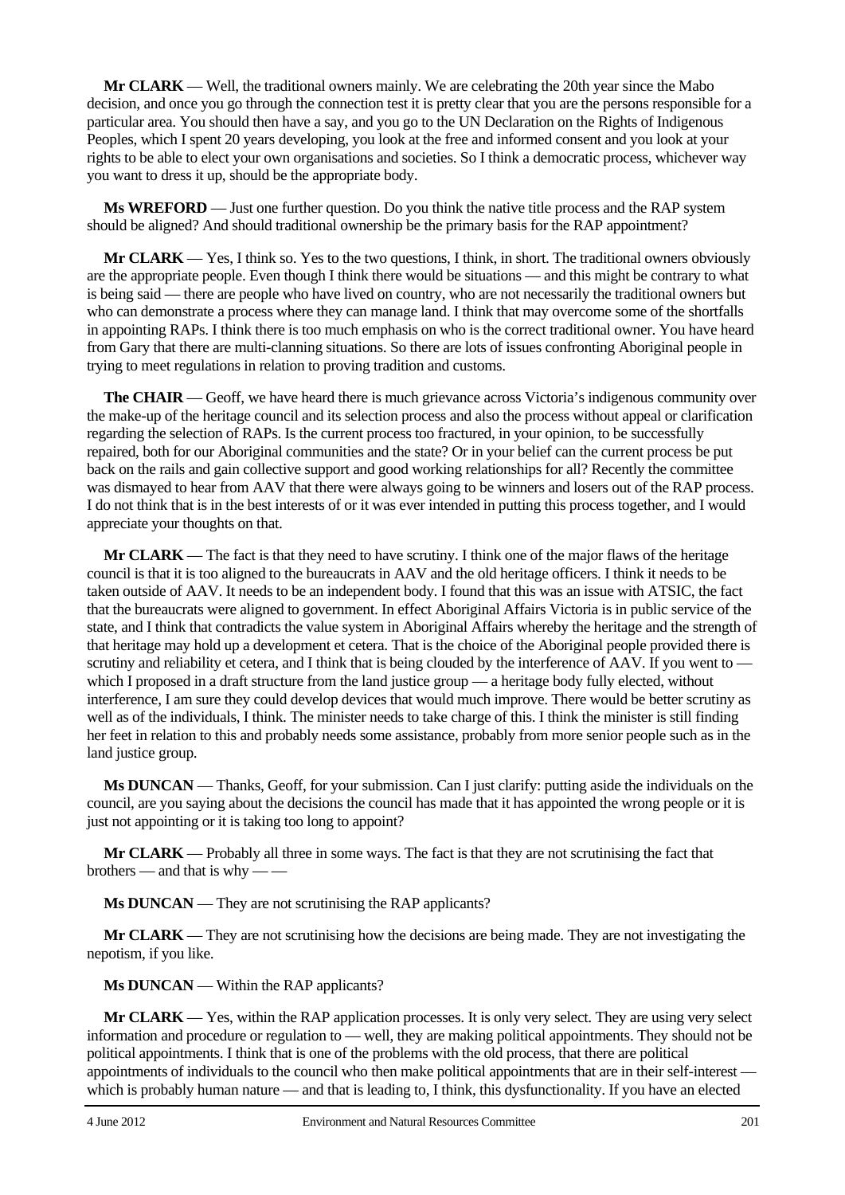**Mr CLARK** — Well, the traditional owners mainly. We are celebrating the 20th year since the Mabo decision, and once you go through the connection test it is pretty clear that you are the persons responsible for a particular area. You should then have a say, and you go to the UN Declaration on the Rights of Indigenous Peoples, which I spent 20 years developing, you look at the free and informed consent and you look at your rights to be able to elect your own organisations and societies. So I think a democratic process, whichever way you want to dress it up, should be the appropriate body.

**Ms WREFORD** — Just one further question. Do you think the native title process and the RAP system should be aligned? And should traditional ownership be the primary basis for the RAP appointment?

**Mr CLARK** — Yes, I think so. Yes to the two questions, I think, in short. The traditional owners obviously are the appropriate people. Even though I think there would be situations — and this might be contrary to what is being said — there are people who have lived on country, who are not necessarily the traditional owners but who can demonstrate a process where they can manage land. I think that may overcome some of the shortfalls in appointing RAPs. I think there is too much emphasis on who is the correct traditional owner. You have heard from Gary that there are multi-clanning situations. So there are lots of issues confronting Aboriginal people in trying to meet regulations in relation to proving tradition and customs.

**The CHAIR** — Geoff, we have heard there is much grievance across Victoria's indigenous community over the make-up of the heritage council and its selection process and also the process without appeal or clarification regarding the selection of RAPs. Is the current process too fractured, in your opinion, to be successfully repaired, both for our Aboriginal communities and the state? Or in your belief can the current process be put back on the rails and gain collective support and good working relationships for all? Recently the committee was dismayed to hear from AAV that there were always going to be winners and losers out of the RAP process. I do not think that is in the best interests of or it was ever intended in putting this process together, and I would appreciate your thoughts on that.

**Mr CLARK** — The fact is that they need to have scrutiny. I think one of the major flaws of the heritage council is that it is too aligned to the bureaucrats in AAV and the old heritage officers. I think it needs to be taken outside of AAV. It needs to be an independent body. I found that this was an issue with ATSIC, the fact that the bureaucrats were aligned to government. In effect Aboriginal Affairs Victoria is in public service of the state, and I think that contradicts the value system in Aboriginal Affairs whereby the heritage and the strength of that heritage may hold up a development et cetera. That is the choice of the Aboriginal people provided there is scrutiny and reliability et cetera, and I think that is being clouded by the interference of AAV. If you went to — which I proposed in a draft structure from the land justice group — a heritage body fully elected, without interference, I am sure they could develop devices that would much improve. There would be better scrutiny as well as of the individuals, I think. The minister needs to take charge of this. I think the minister is still finding her feet in relation to this and probably needs some assistance, probably from more senior people such as in the land justice group.

**Ms DUNCAN** — Thanks, Geoff, for your submission. Can I just clarify: putting aside the individuals on the council, are you saying about the decisions the council has made that it has appointed the wrong people or it is just not appointing or it is taking too long to appoint?

**Mr CLARK** — Probably all three in some ways. The fact is that they are not scrutinising the fact that brothers — and that is why — —

**Ms DUNCAN** — They are not scrutinising the RAP applicants?

**Mr CLARK** — They are not scrutinising how the decisions are being made. They are not investigating the nepotism, if you like.

**Ms DUNCAN** — Within the RAP applicants?

**Mr CLARK** — Yes, within the RAP application processes. It is only very select. They are using very select information and procedure or regulation to — well, they are making political appointments. They should not be political appointments. I think that is one of the problems with the old process, that there are political appointments of individuals to the council who then make political appointments that are in their self-interest — which is probably human nature — and that is leading to, I think, this dysfunctionality. If you have an elected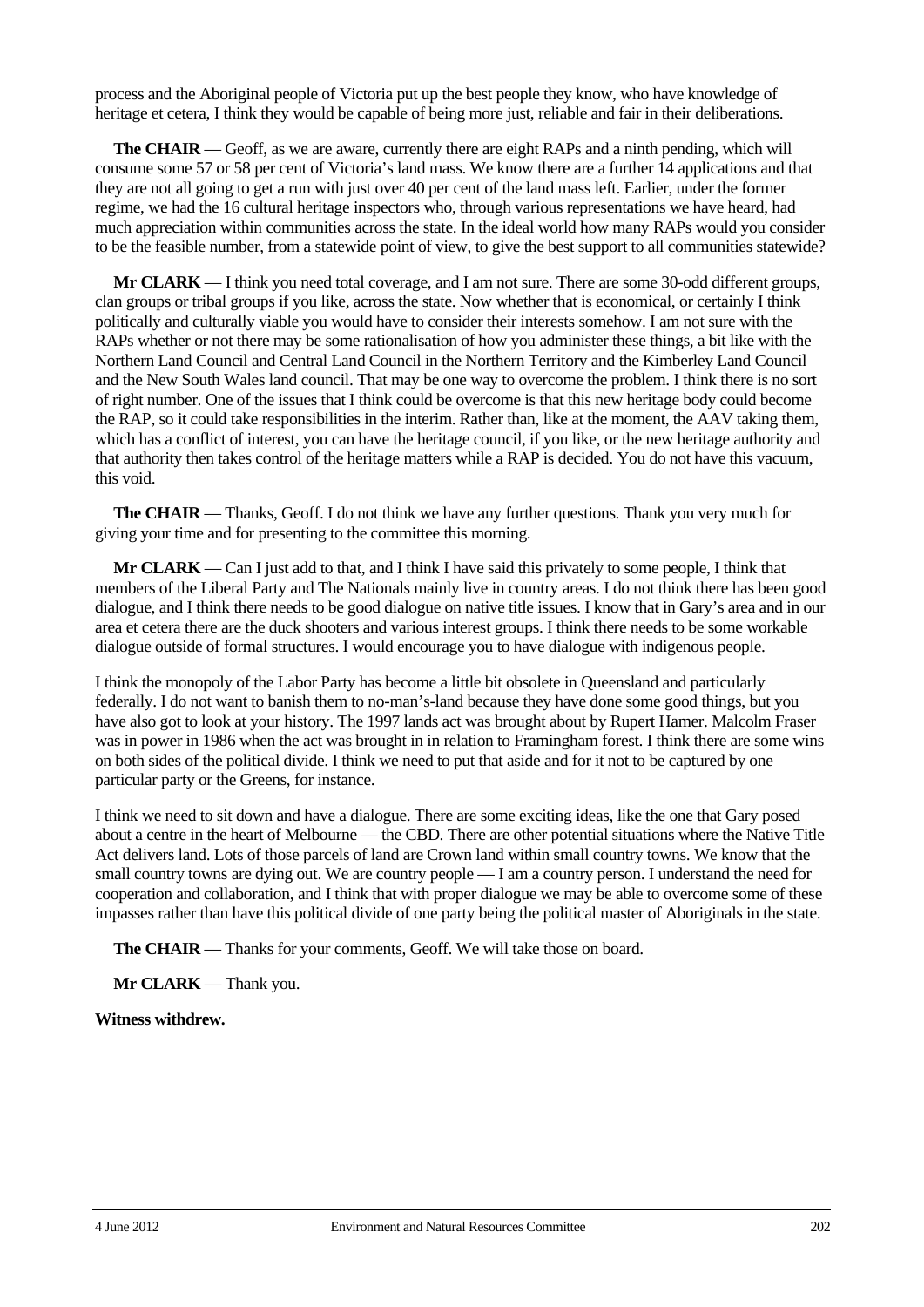process and the Aboriginal people of Victoria put up the best people they know, who have knowledge of heritage et cetera, I think they would be capable of being more just, reliable and fair in their deliberations.

**The CHAIR** — Geoff, as we are aware, currently there are eight RAPs and a ninth pending, which will consume some 57 or 58 per cent of Victoria's land mass. We know there are a further 14 applications and that they are not all going to get a run with just over 40 per cent of the land mass left. Earlier, under the former regime, we had the 16 cultural heritage inspectors who, through various representations we have heard, had much appreciation within communities across the state. In the ideal world how many RAPs would you consider to be the feasible number, from a statewide point of view, to give the best support to all communities statewide?

**Mr CLARK** — I think you need total coverage, and I am not sure. There are some 30-odd different groups, clan groups or tribal groups if you like, across the state. Now whether that is economical, or certainly I think politically and culturally viable you would have to consider their interests somehow. I am not sure with the RAPs whether or not there may be some rationalisation of how you administer these things, a bit like with the Northern Land Council and Central Land Council in the Northern Territory and the Kimberley Land Council and the New South Wales land council. That may be one way to overcome the problem. I think there is no sort of right number. One of the issues that I think could be overcome is that this new heritage body could become the RAP, so it could take responsibilities in the interim. Rather than, like at the moment, the AAV taking them, which has a conflict of interest, you can have the heritage council, if you like, or the new heritage authority and that authority then takes control of the heritage matters while a RAP is decided. You do not have this vacuum, this void.

**The CHAIR** — Thanks, Geoff. I do not think we have any further questions. Thank you very much for giving your time and for presenting to the committee this morning.

**Mr CLARK** — Can I just add to that, and I think I have said this privately to some people, I think that members of the Liberal Party and The Nationals mainly live in country areas. I do not think there has been good dialogue, and I think there needs to be good dialogue on native title issues. I know that in Gary's area and in our area et cetera there are the duck shooters and various interest groups. I think there needs to be some workable dialogue outside of formal structures. I would encourage you to have dialogue with indigenous people.

I think the monopoly of the Labor Party has become a little bit obsolete in Queensland and particularly federally. I do not want to banish them to no-man's-land because they have done some good things, but you have also got to look at your history. The 1997 lands act was brought about by Rupert Hamer. Malcolm Fraser was in power in 1986 when the act was brought in in relation to Framingham forest. I think there are some wins on both sides of the political divide. I think we need to put that aside and for it not to be captured by one particular party or the Greens, for instance.

I think we need to sit down and have a dialogue. There are some exciting ideas, like the one that Gary posed about a centre in the heart of Melbourne — the CBD. There are other potential situations where the Native Title Act delivers land. Lots of those parcels of land are Crown land within small country towns. We know that the small country towns are dying out. We are country people — I am a country person. I understand the need for cooperation and collaboration, and I think that with proper dialogue we may be able to overcome some of these impasses rather than have this political divide of one party being the political master of Aboriginals in the state.

**The CHAIR** — Thanks for your comments, Geoff. We will take those on board.

**Mr CLARK** — Thank you.

**Witness withdrew.**